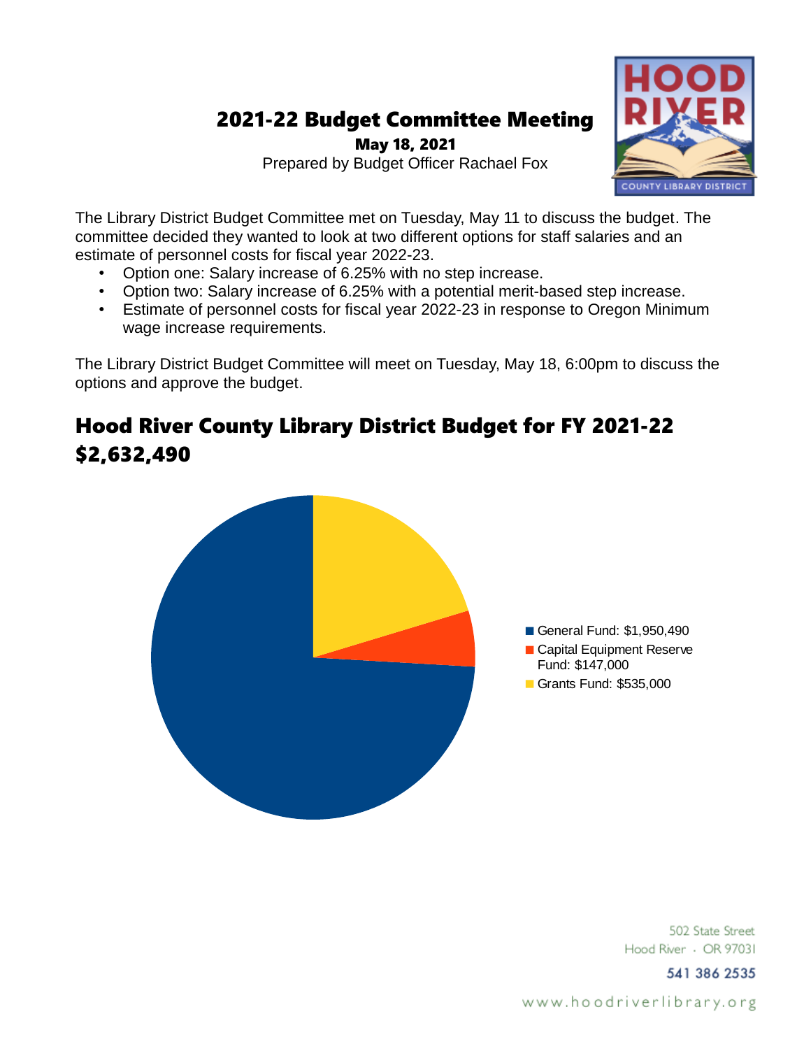# 2021-22 Budget Committee Meeting

**May 18, 2021**

Prepared by Budget Officer Rachael Fox

The Library District Budget Committee met on Tuesday, May 11 to discuss the budget. The committee decided they wanted to look at two different options for staff salaries and an estimate of personnel costs for fiscal year 2022-23.

- Option one: Salary increase of 6.25% with no step increase.
- Option two: Salary increase of 6.25% with a potential merit-based step increase.
- Estimate of personnel costs for fiscal year 2022-23 in response to Oregon Minimum wage increase requirements.

The Library District Budget Committee will meet on Tuesday, May 18, 6:00pm to discuss the options and approve the budget.

## Hood River County Library District Budget for FY 2021-22 $2,632,490

- General Fund: $1,950,490
- Capital Equipment Reserve Fund: $147,000
- Grants Fund: $535,000

502 State Street
Hood River · OR 97031
541 386 2535
www.hoodriverlibrary.org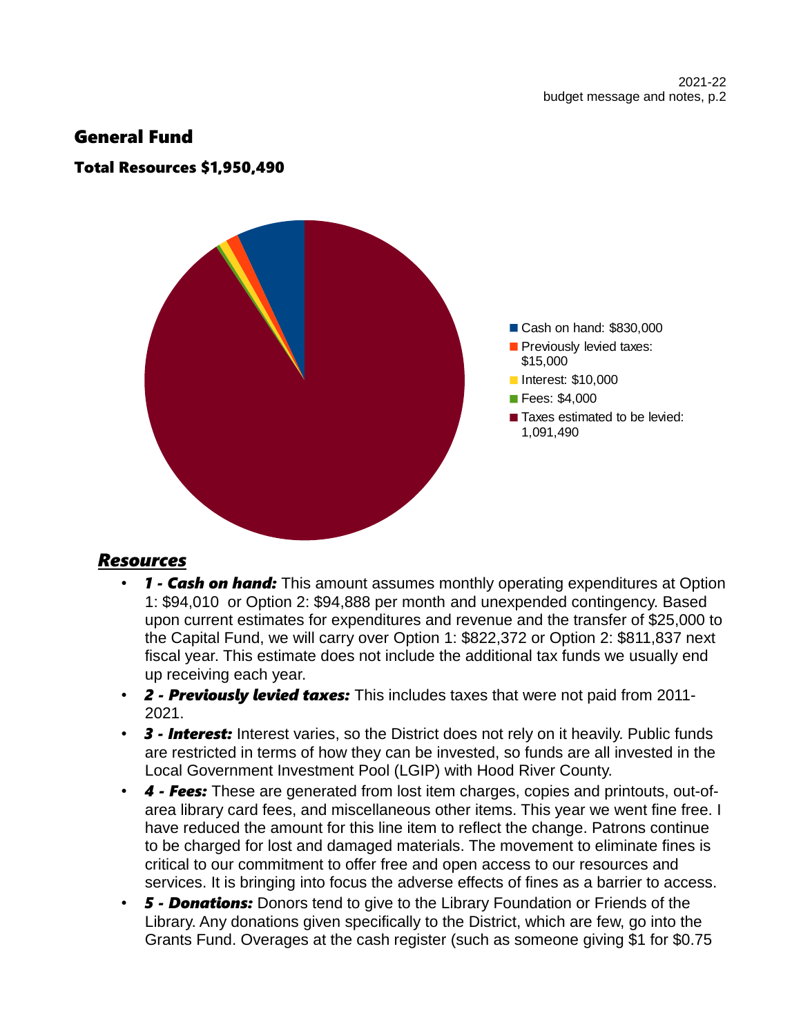## General Fund

### Total Resources $1,950,490

- Cash on hand: $830,000
- Previously levied taxes: $15,000
- Interest: $10,000
- Fees: $4,000
- Taxes estimated to be levied: 1,091,490

### *Resources*

- ***1 - Cash on hand:*** This amount assumes monthly operating expenditures at Option 1: $94,010 or Option 2: $94,888 per month and unexpended contingency. Based upon current estimates for expenditures and revenue and the transfer of $25,000 to the Capital Fund, we will carry over Option 1: $822,372 or Option 2: $811,837 next fiscal year. This estimate does not include the additional tax funds we usually end up receiving each year.
- ***2 - Previously levied taxes:*** This includes taxes that were not paid from 2011-2021.
- ***3 - Interest:*** Interest varies, so the District does not rely on it heavily. Public funds are restricted in terms of how they can be invested, so funds are all invested in the Local Government Investment Pool (LGIP) with Hood River County.
- ***4 - Fees:*** These are generated from lost item charges, copies and printouts, out-of-area library card fees, and miscellaneous other items. This year we went fine free. I have reduced the amount for this line item to reflect the change. Patrons continue to be charged for lost and damaged materials. The movement to eliminate fines is critical to our commitment to offer free and open access to our resources and services. It is bringing into focus the adverse effects of fines as a barrier to access.
- ***5 - Donations:*** Donors tend to give to the Library Foundation or Friends of the Library. Any donations given specifically to the District, which are few, go into the Grants Fund. Overages at the cash register (such as someone giving $1 for $0.75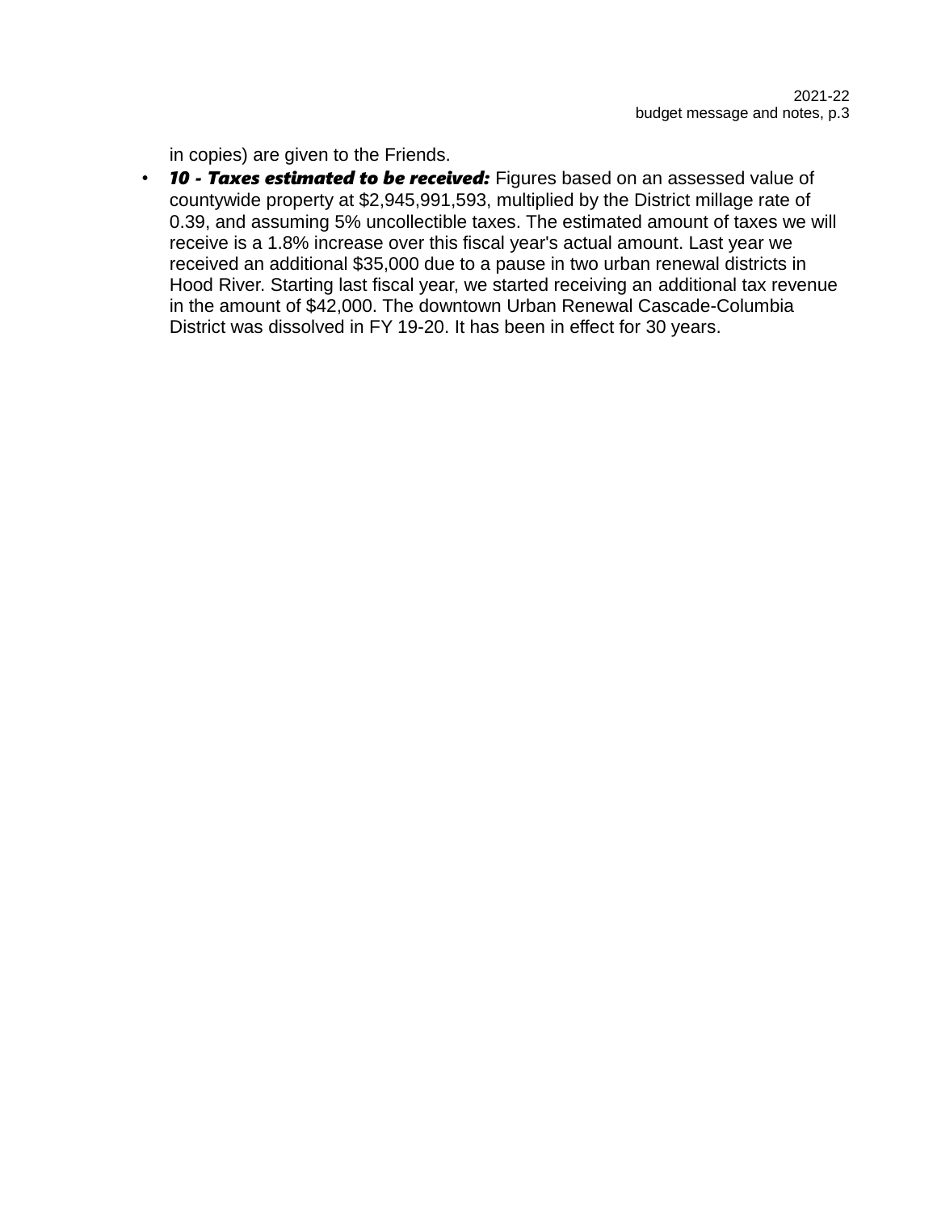in copies) are given to the Friends.

- ***10 - Taxes estimated to be received:*** Figures based on an assessed value of countywide property at $2,945,991,593, multiplied by the District millage rate of 0.39, and assuming 5% uncollectible taxes. The estimated amount of taxes we will receive is a 1.8% increase over this fiscal year's actual amount. Last year we received an additional $35,000 due to a pause in two urban renewal districts in Hood River. Starting last fiscal year, we started receiving an additional tax revenue in the amount of $42,000. The downtown Urban Renewal Cascade-Columbia District was dissolved in FY 19-20. It has been in effect for 30 years.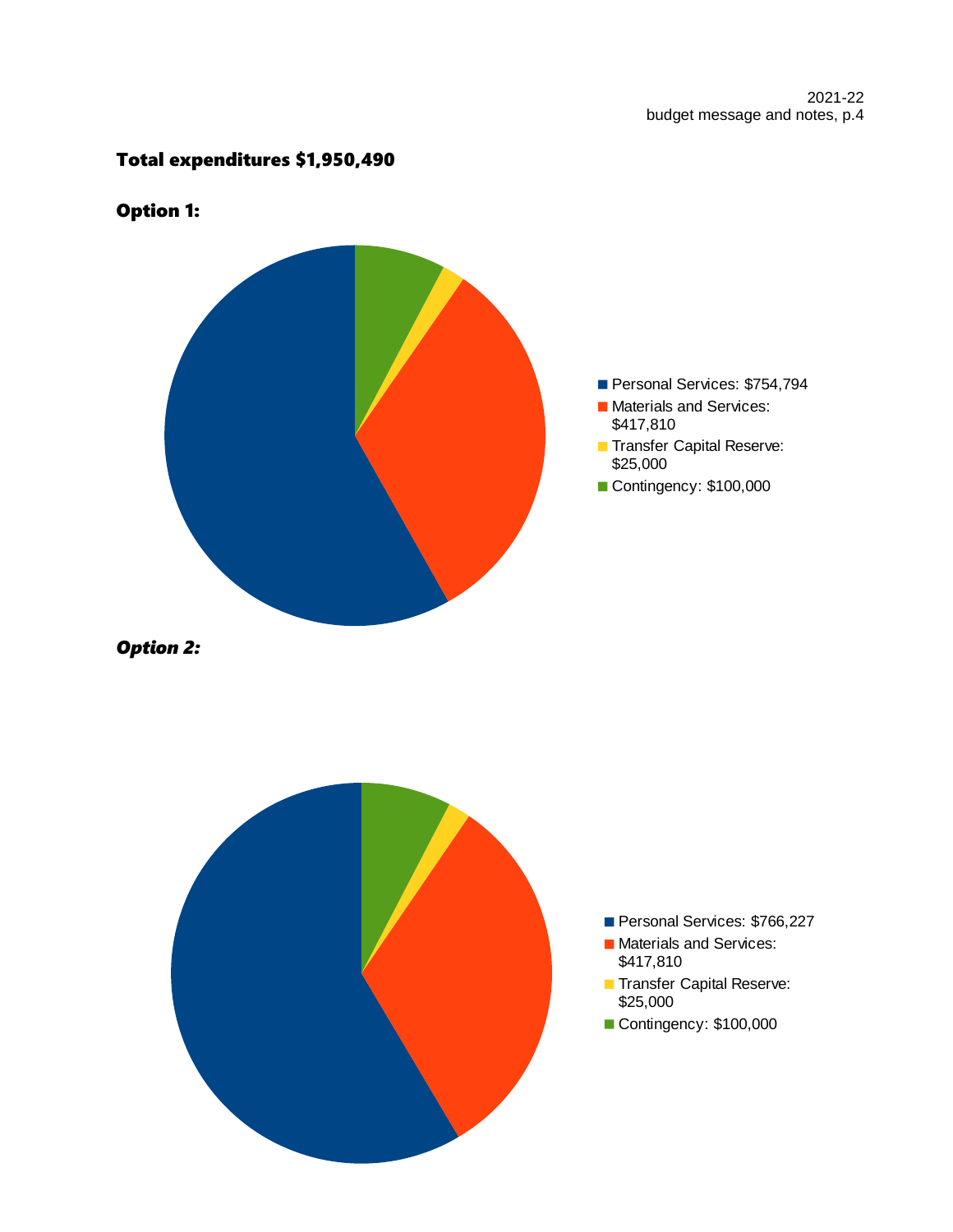**Total expenditures $1,950,490**

**Option 1:**

- Personal Services: $754,794
- Materials and Services: $417,810
- Transfer Capital Reserve: $25,000
- Contingency: $100,000

***Option 2:***

- Personal Services: $766,227
- Materials and Services: $417,810
- Transfer Capital Reserve: $25,000
- Contingency: $100,000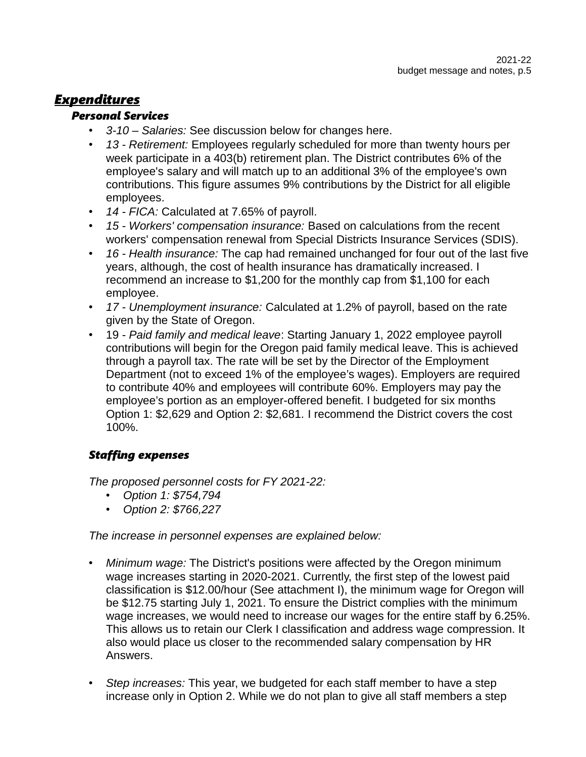## ***Expenditures***

### *Personal Services*

- *3-10 – Salaries:* See discussion below for changes here.
- *13 - Retirement:* Employees regularly scheduled for more than twenty hours per week participate in a 403(b) retirement plan. The District contributes 6% of the employee's salary and will match up to an additional 3% of the employee's own contributions. This figure assumes 9% contributions by the District for all eligible employees.
- *14 - FICA:* Calculated at 7.65% of payroll.
- *15 - Workers' compensation insurance:* Based on calculations from the recent workers' compensation renewal from Special Districts Insurance Services (SDIS).
- *16 - Health insurance:* The cap had remained unchanged for four out of the last five years, although, the cost of health insurance has dramatically increased. I recommend an increase to $1,200 for the monthly cap from $1,100 for each employee.
- *17 - Unemployment insurance:* Calculated at 1.2% of payroll, based on the rate given by the State of Oregon.
- 19 - *Paid family and medical leave*: Starting January 1, 2022 employee payroll contributions will begin for the Oregon paid family medical leave. This is achieved through a payroll tax. The rate will be set by the Director of the Employment Department (not to exceed 1% of the employee's wages). Employers are required to contribute 40% and employees will contribute 60%. Employers may pay the employee's portion as an employer-offered benefit. I budgeted for six months Option 1: $2,629 and Option 2: $2,681. I recommend the District covers the cost 100%.

### *Staffing expenses*

*The proposed personnel costs for FY 2021-22:*

- *Option 1: $754,794*
- *Option 2: $766,227*

*The increase in personnel expenses are explained below:*

- *Minimum wage:* The District's positions were affected by the Oregon minimum wage increases starting in 2020-2021. Currently, the first step of the lowest paid classification is $12.00/hour (See attachment I), the minimum wage for Oregon will be $12.75 starting July 1, 2021. To ensure the District complies with the minimum wage increases, we would need to increase our wages for the entire staff by 6.25%. This allows us to retain our Clerk I classification and address wage compression. It also would place us closer to the recommended salary compensation by HR Answers.

- *Step increases:* This year, we budgeted for each staff member to have a step increase only in Option 2. While we do not plan to give all staff members a step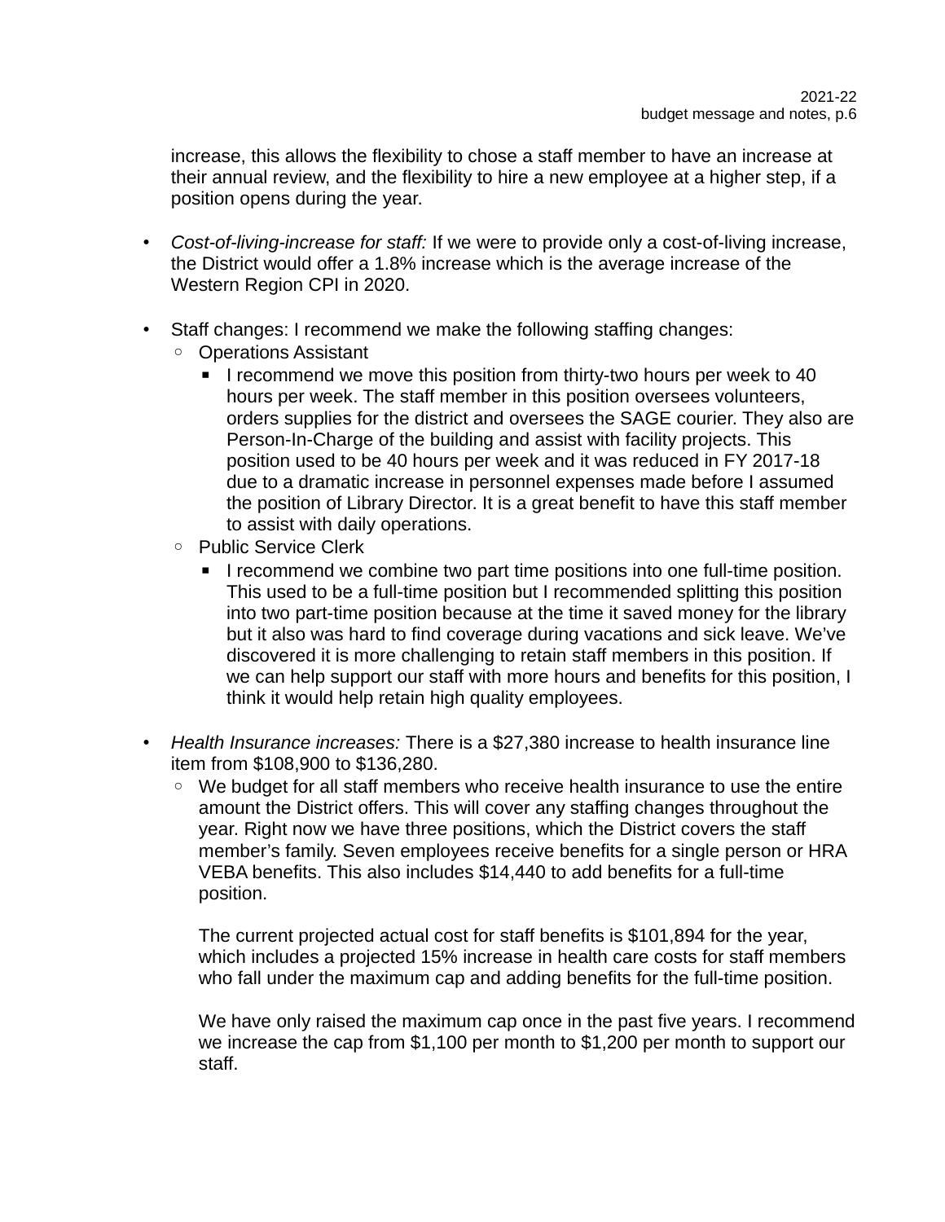increase, this allows the flexibility to chose a staff member to have an increase at their annual review, and the flexibility to hire a new employee at a higher step, if a position opens during the year.

- *Cost-of-living-increase for staff:* If we were to provide only a cost-of-living increase, the District would offer a 1.8% increase which is the average increase of the Western Region CPI in 2020.

- Staff changes: I recommend we make the following staffing changes:
  - Operations Assistant
    - I recommend we move this position from thirty-two hours per week to 40 hours per week. The staff member in this position oversees volunteers, orders supplies for the district and oversees the SAGE courier. They also are Person-In-Charge of the building and assist with facility projects. This position used to be 40 hours per week and it was reduced in FY 2017-18 due to a dramatic increase in personnel expenses made before I assumed the position of Library Director. It is a great benefit to have this staff member to assist with daily operations.
  - Public Service Clerk
    - I recommend we combine two part time positions into one full-time position. This used to be a full-time position but I recommended splitting this position into two part-time position because at the time it saved money for the library but it also was hard to find coverage during vacations and sick leave. We've discovered it is more challenging to retain staff members in this position. If we can help support our staff with more hours and benefits for this position, I think it would help retain high quality employees.

- *Health Insurance increases:* There is a $27,380 increase to health insurance line item from $108,900 to $136,280.
  - We budget for all staff members who receive health insurance to use the entire amount the District offers. This will cover any staffing changes throughout the year. Right now we have three positions, which the District covers the staff member's family. Seven employees receive benefits for a single person or HRA VEBA benefits. This also includes $14,440 to add benefits for a full-time position.

    The current projected actual cost for staff benefits is $101,894 for the year, which includes a projected 15% increase in health care costs for staff members who fall under the maximum cap and adding benefits for the full-time position.

    We have only raised the maximum cap once in the past five years. I recommend we increase the cap from $1,100 per month to $1,200 per month to support our staff.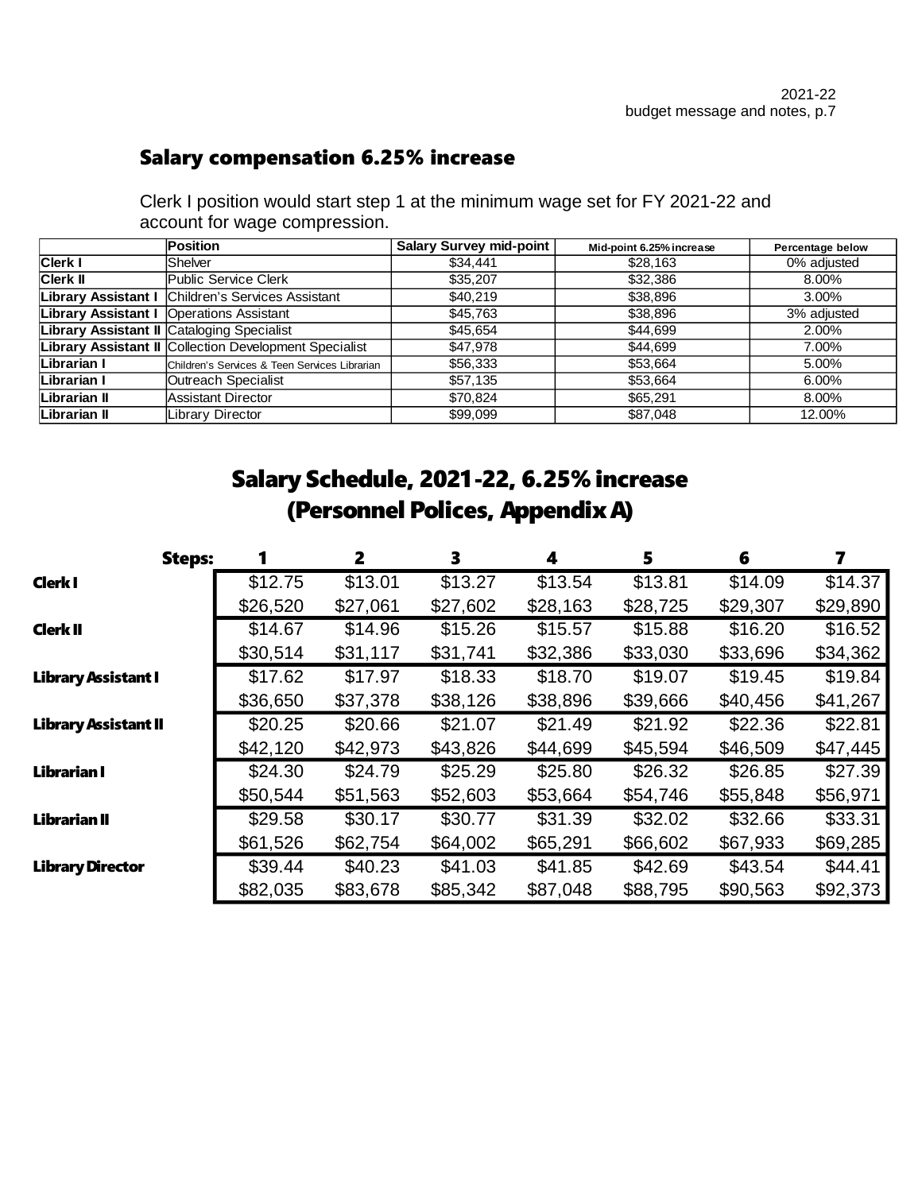## Salary compensation 6.25% increase

Clerk I position would start step 1 at the minimum wage set for FY 2021-22 and account for wage compression.

| | Position | Salary Survey mid-point | Mid-point 6.25% increase | Percentage below |
|---|---|---|---|---|
| **Clerk I** | Shelver | $34,441 | $28,163 | 0% adjusted |
| **Clerk II** | Public Service Clerk | $35,207 | $32,386 | 8.00% |
| **Library Assistant I** | Children's Services Assistant | $40,219 | $38,896 | 3.00% |
| **Library Assistant I** | Operations Assistant | $45,763 | $38,896 | 3% adjusted |
| **Library Assistant II** | Cataloging Specialist | $45,654 | $44,699 | 2.00% |
| **Library Assistant II** | Collection Development Specialist | $47,978 | $44,699 | 7.00% |
| **Librarian I** | Children's Services & Teen Services Librarian | $56,333 | $53,664 | 5.00% |
| **Librarian I** | Outreach Specialist | $57,135 | $53,664 | 6.00% |
| **Librarian II** | Assistant Director | $70,824 | $65,291 | 8.00% |
| **Librarian II** | Library Director | $99,099 | $87,048 | 12.00% |

## Salary Schedule, 2021-22, 6.25% increase (Personnel Polices, Appendix A)

| Steps: | 1 | 2 | 3 | 4 | 5 | 6 | 7 |
|---|---|---|---|---|---|---|---|
| **Clerk I** | $12.75 | $13.01 | $13.27 | $13.54 | $13.81 | $14.09 | $14.37 |
| | $26,520 | $27,061 | $27,602 | $28,163 | $28,725 | $29,307 | $29,890 |
| **Clerk II** | $14.67 | $14.96 | $15.26 | $15.57 | $15.88 | $16.20 | $16.52 |
| | $30,514 | $31,117 | $31,741 | $32,386 | $33,030 | $33,696 | $34,362 |
| **Library Assistant I** | $17.62 | $17.97 | $18.33 | $18.70 | $19.07 | $19.45 | $19.84 |
| | $36,650 | $37,378 | $38,126 | $38,896 | $39,666 | $40,456 | $41,267 |
| **Library Assistant II** | $20.25 | $20.66 | $21.07 | $21.49 | $21.92 | $22.36 | $22.81 |
| | $42,120 | $42,973 | $43,826 | $44,699 | $45,594 | $46,509 | $47,445 |
| **Librarian I** | $24.30 | $24.79 | $25.29 | $25.80 | $26.32 | $26.85 | $27.39 |
| | $50,544 | $51,563 | $52,603 | $53,664 | $54,746 | $55,848 | $56,971 |
| **Librarian II** | $29.58 | $30.17 | $30.77 | $31.39 | $32.02 | $32.66 | $33.31 |
| | $61,526 | $62,754 | $64,002 | $65,291 | $66,602 | $67,933 | $69,285 |
| **Library Director** | $39.44 | $40.23 | $41.03 | $41.85 | $42.69 | $43.54 | $44.41 |
| | $82,035 | $83,678 | $85,342 | $87,048 | $88,795 | $90,563 | $92,373 |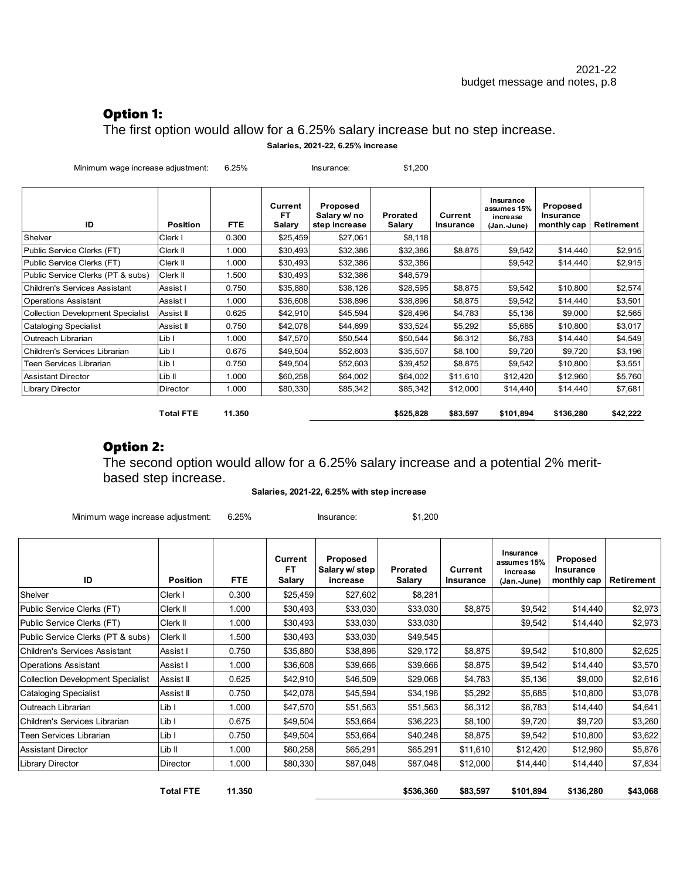## Option 1:

The first option would allow for a 6.25% salary increase but no step increase.

**Salaries, 2021-22, 6.25% increase**

Minimum wage increase adjustment: 6.25%    Insurance: $1,200

| ID | Position | FTE | Current FT Salary | Proposed Salary w/ no step increase | Prorated Salary | Current Insurance | Insurance assumes 15% increase (Jan.-June) | Proposed Insurance monthly cap | Retirement |
|---|---|---|---|---|---|---|---|---|---|
| Shelver | Clerk I | 0.300 | $25,459 | $27,061 | $8,118 | | | | |
| Public Service Clerks (FT) | Clerk II | 1.000 | $30,493 | $32,386 | $32,386 | $8,875 | $9,542 | $14,440 | $2,915 |
| Public Service Clerks (FT) | Clerk II | 1.000 | $30,493 | $32,386 | $32,386 | | $9,542 | $14,440 | $2,915 |
| Public Service Clerks (PT & subs) | Clerk II | 1.500 | $30,493 | $32,386 | $48,579 | | | | |
| Children's Services Assistant | Assist I | 0.750 | $35,880 | $38,126 | $28,595 | $8,875 | $9,542 | $10,800 | $2,574 |
| Operations Assistant | Assist I | 1.000 | $36,608 | $38,896 | $38,896 | $8,875 | $9,542 | $14,440 | $3,501 |
| Collection Development Specialist | Assist II | 0.625 | $42,910 | $45,594 | $28,496 | $4,783 | $5,136 | $9,000 | $2,565 |
| Cataloging Specialist | Assist II | 0.750 | $42,078 | $44,699 | $33,524 | $5,292 | $5,685 | $10,800 | $3,017 |
| Outreach Librarian | Lib I | 1.000 | $47,570 | $50,544 | $50,544 | $6,312 | $6,783 | $14,440 | $4,549 |
| Children's Services Librarian | Lib I | 0.675 | $49,504 | $52,603 | $35,507 | $8,100 | $9,720 | $9,720 | $3,196 |
| Teen Services Librarian | Lib I | 0.750 | $49,504 | $52,603 | $39,452 | $8,875 | $9,542 | $10,800 | $3,551 |
| Assistant Director | Lib II | 1.000 | $60,258 | $64,002 | $64,002 | $11,610 | $12,420 | $12,960 | $5,760 |
| Library Director | Director | 1.000 | $80,330 | $85,342 | $85,342 | $12,000 | $14,440 | $14,440 | $7,681 |
| | **Total FTE** | **11.350** | | | **$525,828** | **$83,597** | **$101,894** | **$136,280** | **$42,222** |

## Option 2:

The second option would allow for a 6.25% salary increase and a potential 2% merit-based step increase.

**Salaries, 2021-22, 6.25% with step increase**

Minimum wage increase adjustment: 6.25%    Insurance: $1,200

| ID | Position | FTE | Current FT Salary | Proposed Salary w/ step increase | Prorated Salary | Current Insurance | Insurance assumes 15% increase (Jan.-June) | Proposed Insurance monthly cap | Retirement |
|---|---|---|---|---|---|---|---|---|---|
| Shelver | Clerk I | 0.300 | $25,459 | $27,602 | $8,281 | | | | |
| Public Service Clerks (FT) | Clerk II | 1.000 | $30,493 | $33,030 | $33,030 | $8,875 | $9,542 | $14,440 | $2,973 |
| Public Service Clerks (FT) | Clerk II | 1.000 | $30,493 | $33,030 | $33,030 | | $9,542 | $14,440 | $2,973 |
| Public Service Clerks (PT & subs) | Clerk II | 1.500 | $30,493 | $33,030 | $49,545 | | | | |
| Children's Services Assistant | Assist I | 0.750 | $35,880 | $38,896 | $29,172 | $8,875 | $9,542 | $10,800 | $2,625 |
| Operations Assistant | Assist I | 1.000 | $36,608 | $39,666 | $39,666 | $8,875 | $9,542 | $14,440 | $3,570 |
| Collection Development Specialist | Assist II | 0.625 | $42,910 | $46,509 | $29,068 | $4,783 | $5,136 | $9,000 | $2,616 |
| Cataloging Specialist | Assist II | 0.750 | $42,078 | $45,594 | $34,196 | $5,292 | $5,685 | $10,800 | $3,078 |
| Outreach Librarian | Lib I | 1.000 | $47,570 | $51,563 | $51,563 | $6,312 | $6,783 | $14,440 | $4,641 |
| Children's Services Librarian | Lib I | 0.675 | $49,504 | $53,664 | $36,223 | $8,100 | $9,720 | $9,720 | $3,260 |
| Teen Services Librarian | Lib I | 0.750 | $49,504 | $53,664 | $40,248 | $8,875 | $9,542 | $10,800 | $3,622 |
| Assistant Director | Lib II | 1.000 | $60,258 | $65,291 | $65,291 | $11,610 | $12,420 | $12,960 | $5,876 |
| Library Director | Director | 1.000 | $80,330 | $87,048 | $87,048 | $12,000 | $14,440 | $14,440 | $7,834 |
| | **Total FTE** | **11.350** | | | **$536,360** | **$83,597** | **$101,894** | **$136,280** | **$43,068** |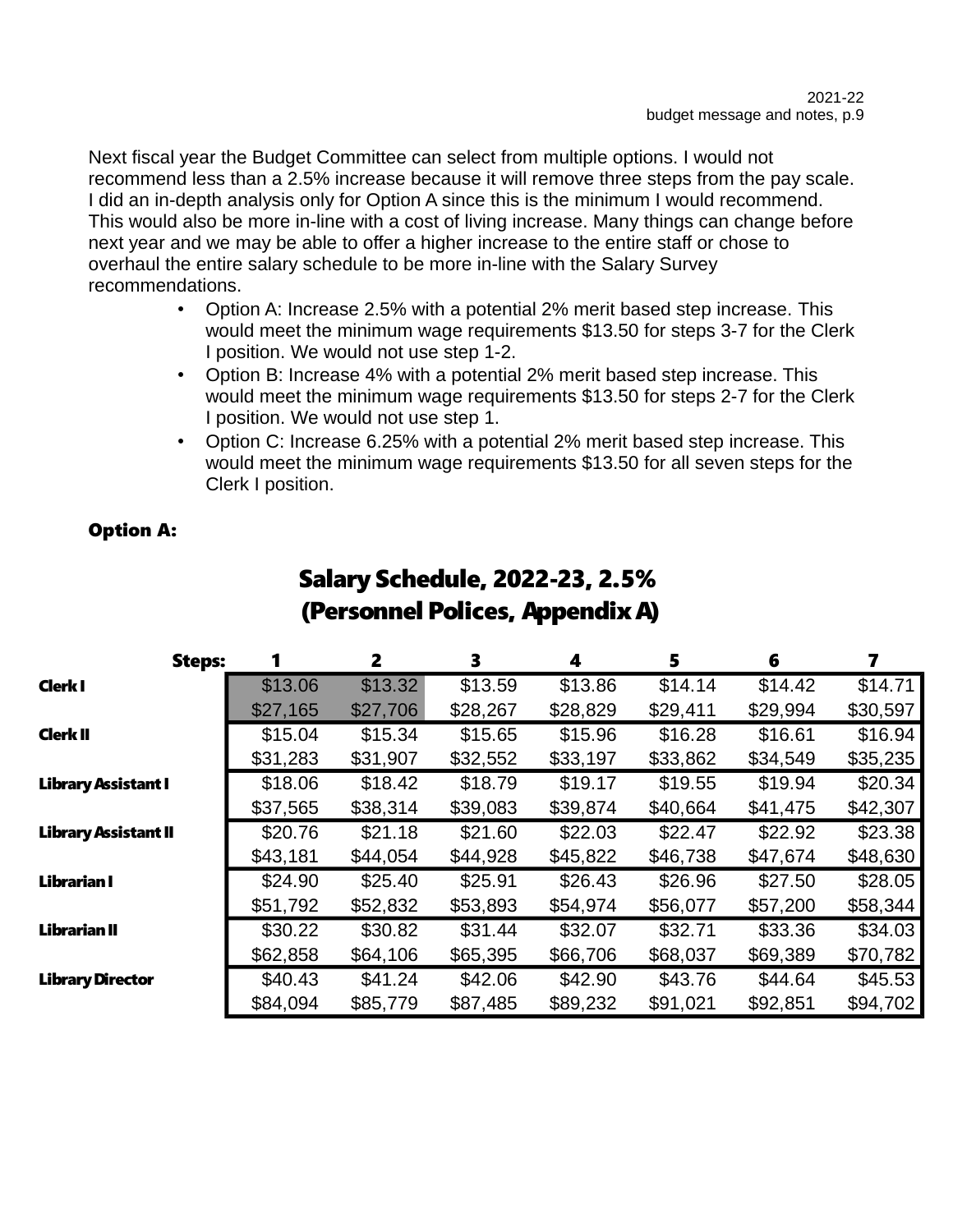Next fiscal year the Budget Committee can select from multiple options. I would not recommend less than a 2.5% increase because it will remove three steps from the pay scale. I did an in-depth analysis only for Option A since this is the minimum I would recommend. This would also be more in-line with a cost of living increase. Many things can change before next year and we may be able to offer a higher increase to the entire staff or chose to overhaul the entire salary schedule to be more in-line with the Salary Survey recommendations.

- Option A: Increase 2.5% with a potential 2% merit based step increase. This would meet the minimum wage requirements $13.50 for steps 3-7 for the Clerk I position. We would not use step 1-2.
- Option B: Increase 4% with a potential 2% merit based step increase. This would meet the minimum wage requirements $13.50 for steps 2-7 for the Clerk I position. We would not use step 1.
- Option C: Increase 6.25% with a potential 2% merit based step increase. This would meet the minimum wage requirements $13.50 for all seven steps for the Clerk I position.

**Option A:**

## Salary Schedule, 2022-23, 2.5%
## (Personnel Polices, Appendix A)

| Steps: | 1 | 2 | 3 | 4 | 5 | 6 | 7 |
|---|---|---|---|---|---|---|---|
| **Clerk I** | $13.06 | $13.32 | $13.59 | $13.86 | $14.14 | $14.42 | $14.71 |
| | $27,165 | $27,706 | $28,267 | $28,829 | $29,411 | $29,994 | $30,597 |
| **Clerk II** | $15.04 | $15.34 | $15.65 | $15.96 | $16.28 | $16.61 | $16.94 |
| | $31,283 | $31,907 | $32,552 | $33,197 | $33,862 | $34,549 | $35,235 |
| **Library Assistant I** | $18.06 | $18.42 | $18.79 | $19.17 | $19.55 | $19.94 | $20.34 |
| | $37,565 | $38,314 | $39,083 | $39,874 | $40,664 | $41,475 | $42,307 |
| **Library Assistant II** | $20.76 | $21.18 | $21.60 | $22.03 | $22.47 | $22.92 | $23.38 |
| | $43,181 | $44,054 | $44,928 | $45,822 | $46,738 | $47,674 | $48,630 |
| **Librarian I** | $24.90 | $25.40 | $25.91 | $26.43 | $26.96 | $27.50 | $28.05 |
| | $51,792 | $52,832 | $53,893 | $54,974 | $56,077 | $57,200 | $58,344 |
| **Librarian II** | $30.22 | $30.82 | $31.44 | $32.07 | $32.71 | $33.36 | $34.03 |
| | $62,858 | $64,106 | $65,395 | $66,706 | $68,037 | $69,389 | $70,782 |
| **Library Director** | $40.43 | $41.24 | $42.06 | $42.90 | $43.76 | $44.64 | $45.53 |
| | $84,094 | $85,779 | $87,485 | $89,232 | $91,021 | $92,851 | $94,702 |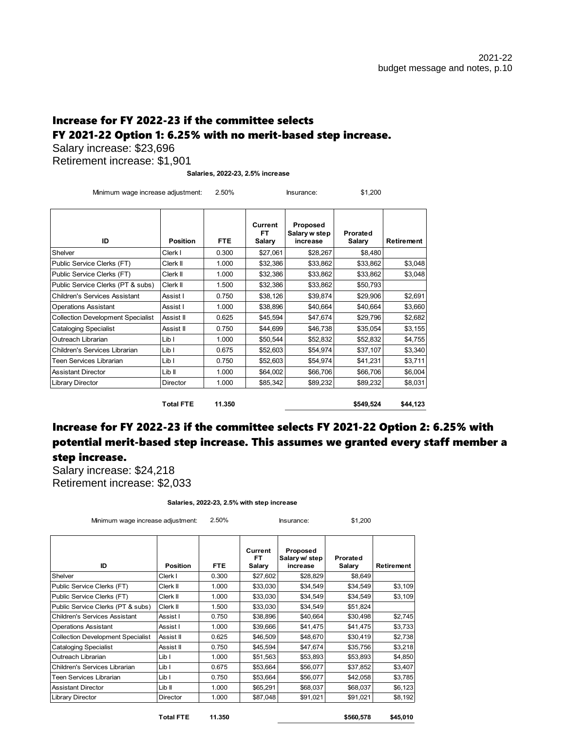## Increase for FY 2022-23 if the committee selects FY 2021-22 Option 1: 6.25% with no merit-based step increase.

Salary increase: $23,696
Retirement increase: $1,901

**Salaries, 2022-23, 2.5% increase**

Minimum wage increase adjustment: 2.50% Insurance: $1,200

| ID | Position | FTE | Current FT Salary | Proposed Salary w step increase | Prorated Salary | Retirement |
|---|---|---|---|---|---|---|
| Shelver | Clerk I | 0.300 | $27,061 | $28,267 | $8,480 | |
| Public Service Clerks (FT) | Clerk II | 1.000 | $32,386 | $33,862 | $33,862 | $3,048 |
| Public Service Clerks (FT) | Clerk II | 1.000 | $32,386 | $33,862 | $33,862 | $3,048 |
| Public Service Clerks (PT & subs) | Clerk II | 1.500 | $32,386 | $33,862 | $50,793 | |
| Children's Services Assistant | Assist I | 0.750 | $38,126 | $39,874 | $29,906 | $2,691 |
| Operations Assistant | Assist I | 1.000 | $38,896 | $40,664 | $40,664 | $3,660 |
| Collection Development Specialist | Assist II | 0.625 | $45,594 | $47,674 | $29,796 | $2,682 |
| Cataloging Specialist | Assist II | 0.750 | $44,699 | $46,738 | $35,054 | $3,155 |
| Outreach Librarian | Lib I | 1.000 | $50,544 | $52,832 | $52,832 | $4,755 |
| Children's Services Librarian | Lib I | 0.675 | $52,603 | $54,974 | $37,107 | $3,340 |
| Teen Services Librarian | Lib I | 0.750 | $52,603 | $54,974 | $41,231 | $3,711 |
| Assistant Director | Lib II | 1.000 | $64,002 | $66,706 | $66,706 | $6,004 |
| Library Director | Director | 1.000 | $85,342 | $89,232 | $89,232 | $8,031 |
| | **Total FTE** | **11.350** | | | **$549,524** | **$44,123** |

## Increase for FY 2022-23 if the committee selects FY 2021-22 Option 2: 6.25% with potential merit-based step increase. This assumes we granted every staff member a step increase.

Salary increase: $24,218
Retirement increase: $2,033

**Salaries, 2022-23, 2.5% with step increase**

Minimum wage increase adjustment: 2.50% Insurance: $1,200

| ID | Position | FTE | Current FT Salary | Proposed Salary w/ step increase | Prorated Salary | Retirement |
|---|---|---|---|---|---|---|
| Shelver | Clerk I | 0.300 | $27,602 | $28,829 | $8,649 | |
| Public Service Clerks (FT) | Clerk II | 1.000 | $33,030 | $34,549 | $34,549 | $3,109 |
| Public Service Clerks (FT) | Clerk II | 1.000 | $33,030 | $34,549 | $34,549 | $3,109 |
| Public Service Clerks (PT & subs) | Clerk II | 1.500 | $33,030 | $34,549 | $51,824 | |
| Children's Services Assistant | Assist I | 0.750 | $38,896 | $40,664 | $30,498 | $2,745 |
| Operations Assistant | Assist I | 1.000 | $39,666 | $41,475 | $41,475 | $3,733 |
| Collection Development Specialist | Assist II | 0.625 | $46,509 | $48,670 | $30,419 | $2,738 |
| Cataloging Specialist | Assist II | 0.750 | $45,594 | $47,674 | $35,756 | $3,218 |
| Outreach Librarian | Lib I | 1.000 | $51,563 | $53,893 | $53,893 | $4,850 |
| Children's Services Librarian | Lib I | 0.675 | $53,664 | $56,077 | $37,852 | $3,407 |
| Teen Services Librarian | Lib I | 0.750 | $53,664 | $56,077 | $42,058 | $3,785 |
| Assistant Director | Lib II | 1.000 | $65,291 | $68,037 | $68,037 | $6,123 |
| Library Director | Director | 1.000 | $87,048 | $91,021 | $91,021 | $8,192 |
| | **Total FTE** | **11.350** | | | **$560,578** | **$45,010** |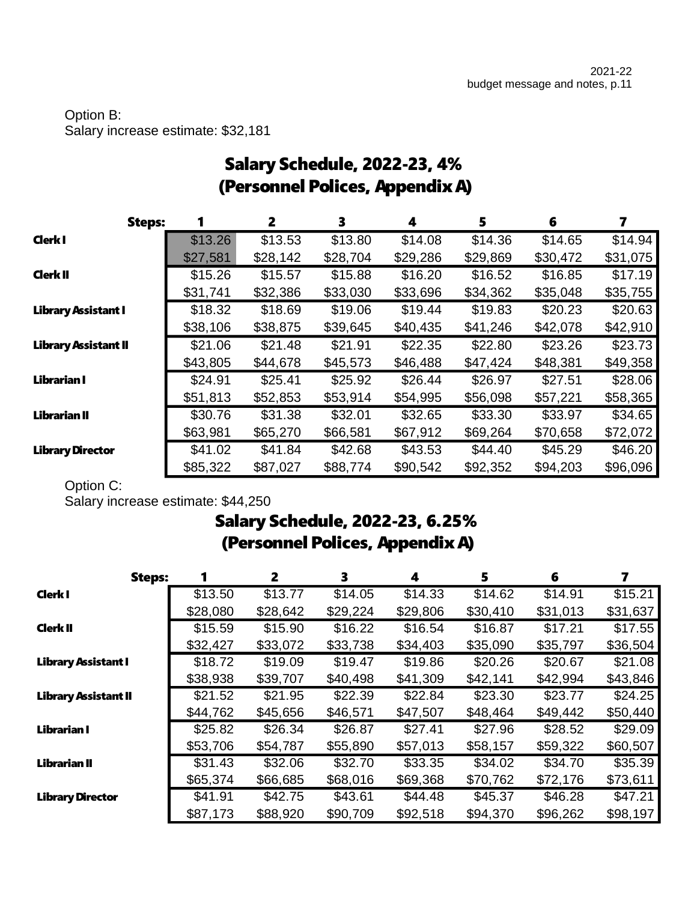Option B:
Salary increase estimate: $32,181

## Salary Schedule, 2022-23, 4%
## (Personnel Polices, Appendix A)

| Steps: | 1 | 2 | 3 | 4 | 5 | 6 | 7 |
|---|---|---|---|---|---|---|---|
| Clerk I | $13.26 | $13.53 | $13.80 | $14.08 | $14.36 | $14.65 | $14.94 |
| | $27,581 | $28,142 | $28,704 | $29,286 | $29,869 | $30,472 | $31,075 |
| Clerk II | $15.26 | $15.57 | $15.88 | $16.20 | $16.52 | $16.85 | $17.19 |
| | $31,741 | $32,386 | $33,030 | $33,696 | $34,362 | $35,048 | $35,755 |
| Library Assistant I | $18.32 | $18.69 | $19.06 | $19.44 | $19.83 | $20.23 | $20.63 |
| | $38,106 | $38,875 | $39,645 | $40,435 | $41,246 | $42,078 | $42,910 |
| Library Assistant II | $21.06 | $21.48 | $21.91 | $22.35 | $22.80 | $23.26 | $23.73 |
| | $43,805 | $44,678 | $45,573 | $46,488 | $47,424 | $48,381 | $49,358 |
| Librarian I | $24.91 | $25.41 | $25.92 | $26.44 | $26.97 | $27.51 | $28.06 |
| | $51,813 | $52,853 | $53,914 | $54,995 | $56,098 | $57,221 | $58,365 |
| Librarian II | $30.76 | $31.38 | $32.01 | $32.65 | $33.30 | $33.97 | $34.65 |
| | $63,981 | $65,270 | $66,581 | $67,912 | $69,264 | $70,658 | $72,072 |
| Library Director | $41.02 | $41.84 | $42.68 | $43.53 | $44.40 | $45.29 | $46.20 |
| | $85,322 | $87,027 | $88,774 | $90,542 | $92,352 | $94,203 | $96,096 |

Option C:
Salary increase estimate: $44,250

## Salary Schedule, 2022-23, 6.25%
## (Personnel Polices, Appendix A)

| Steps: | 1 | 2 | 3 | 4 | 5 | 6 | 7 |
|---|---|---|---|---|---|---|---|
| Clerk I | $13.50 | $13.77 | $14.05 | $14.33 | $14.62 | $14.91 | $15.21 |
| | $28,080 | $28,642 | $29,224 | $29,806 | $30,410 | $31,013 | $31,637 |
| Clerk II | $15.59 | $15.90 | $16.22 | $16.54 | $16.87 | $17.21 | $17.55 |
| | $32,427 | $33,072 | $33,738 | $34,403 | $35,090 | $35,797 | $36,504 |
| Library Assistant I | $18.72 | $19.09 | $19.47 | $19.86 | $20.26 | $20.67 | $21.08 |
| | $38,938 | $39,707 | $40,498 | $41,309 | $42,141 | $42,994 | $43,846 |
| Library Assistant II | $21.52 | $21.95 | $22.39 | $22.84 | $23.30 | $23.77 | $24.25 |
| | $44,762 | $45,656 | $46,571 | $47,507 | $48,464 | $49,442 | $50,440 |
| Librarian I | $25.82 | $26.34 | $26.87 | $27.41 | $27.96 | $28.52 | $29.09 |
| | $53,706 | $54,787 | $55,890 | $57,013 | $58,157 | $59,322 | $60,507 |
| Librarian II | $31.43 | $32.06 | $32.70 | $33.35 | $34.02 | $34.70 | $35.39 |
| | $65,374 | $66,685 | $68,016 | $69,368 | $70,762 | $72,176 | $73,611 |
| Library Director | $41.91 | $42.75 | $43.61 | $44.48 | $45.37 | $46.28 | $47.21 |
| | $87,173 | $88,920 | $90,709 | $92,518 | $94,370 | $96,262 | $98,197 |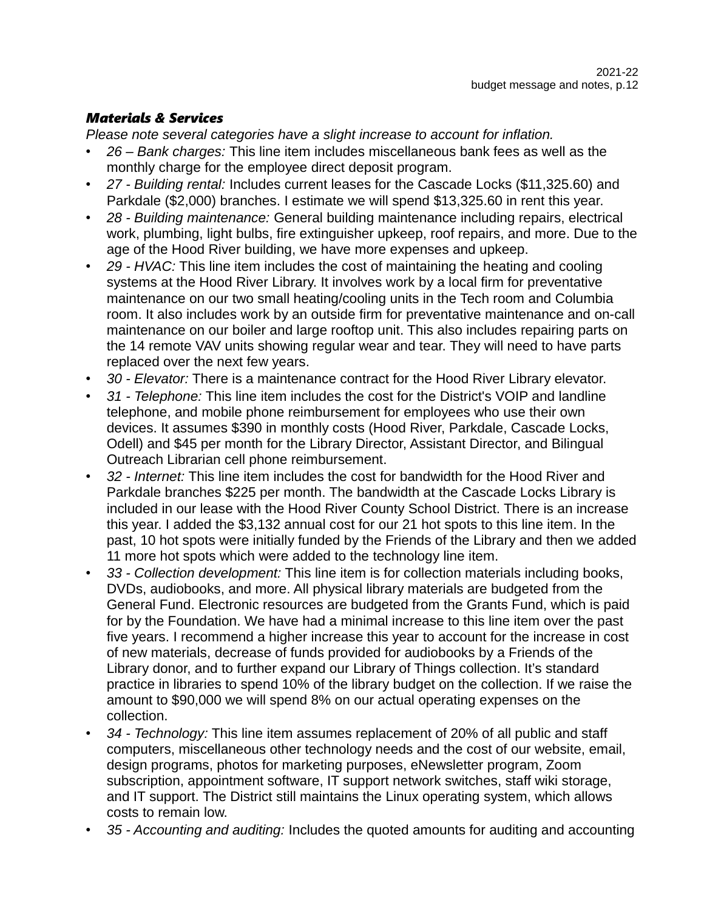***Materials & Services***

*Please note several categories have a slight increase to account for inflation.*

- *26 – Bank charges:* This line item includes miscellaneous bank fees as well as the monthly charge for the employee direct deposit program.
- *27 - Building rental:* Includes current leases for the Cascade Locks ($11,325.60) and Parkdale ($2,000) branches. I estimate we will spend $13,325.60 in rent this year.
- *28 - Building maintenance:* General building maintenance including repairs, electrical work, plumbing, light bulbs, fire extinguisher upkeep, roof repairs, and more. Due to the age of the Hood River building, we have more expenses and upkeep.
- *29 - HVAC:* This line item includes the cost of maintaining the heating and cooling systems at the Hood River Library. It involves work by a local firm for preventative maintenance on our two small heating/cooling units in the Tech room and Columbia room. It also includes work by an outside firm for preventative maintenance and on-call maintenance on our boiler and large rooftop unit. This also includes repairing parts on the 14 remote VAV units showing regular wear and tear. They will need to have parts replaced over the next few years.
- *30 - Elevator:* There is a maintenance contract for the Hood River Library elevator.
- *31 - Telephone:* This line item includes the cost for the District's VOIP and landline telephone, and mobile phone reimbursement for employees who use their own devices. It assumes $390 in monthly costs (Hood River, Parkdale, Cascade Locks, Odell) and $45 per month for the Library Director, Assistant Director, and Bilingual Outreach Librarian cell phone reimbursement.
- *32 - Internet:* This line item includes the cost for bandwidth for the Hood River and Parkdale branches $225 per month. The bandwidth at the Cascade Locks Library is included in our lease with the Hood River County School District. There is an increase this year. I added the $3,132 annual cost for our 21 hot spots to this line item. In the past, 10 hot spots were initially funded by the Friends of the Library and then we added 11 more hot spots which were added to the technology line item.
- *33 - Collection development:* This line item is for collection materials including books, DVDs, audiobooks, and more. All physical library materials are budgeted from the General Fund. Electronic resources are budgeted from the Grants Fund, which is paid for by the Foundation. We have had a minimal increase to this line item over the past five years. I recommend a higher increase this year to account for the increase in cost of new materials, decrease of funds provided for audiobooks by a Friends of the Library donor, and to further expand our Library of Things collection. It's standard practice in libraries to spend 10% of the library budget on the collection. If we raise the amount to $90,000 we will spend 8% on our actual operating expenses on the collection.
- *34 - Technology:* This line item assumes replacement of 20% of all public and staff computers, miscellaneous other technology needs and the cost of our website, email, design programs, photos for marketing purposes, eNewsletter program, Zoom subscription, appointment software, IT support network switches, staff wiki storage, and IT support. The District still maintains the Linux operating system, which allows costs to remain low.
- *35 - Accounting and auditing:* Includes the quoted amounts for auditing and accounting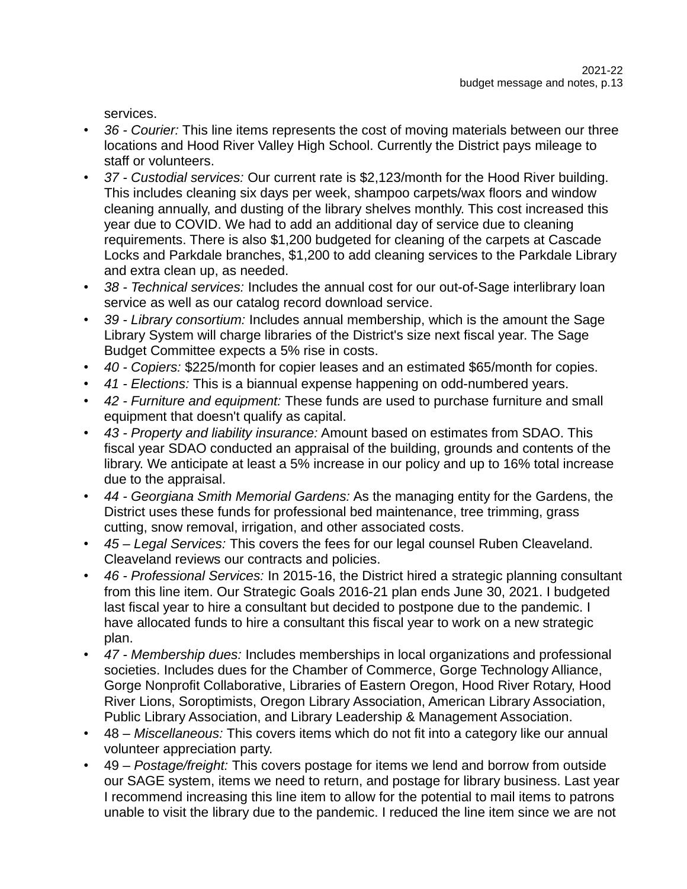services.

- *36 - Courier:* This line items represents the cost of moving materials between our three locations and Hood River Valley High School. Currently the District pays mileage to staff or volunteers.
- *37 - Custodial services:* Our current rate is $2,123/month for the Hood River building. This includes cleaning six days per week, shampoo carpets/wax floors and window cleaning annually, and dusting of the library shelves monthly. This cost increased this year due to COVID. We had to add an additional day of service due to cleaning requirements. There is also $1,200 budgeted for cleaning of the carpets at Cascade Locks and Parkdale branches, $1,200 to add cleaning services to the Parkdale Library and extra clean up, as needed.
- *38 - Technical services:* Includes the annual cost for our out-of-Sage interlibrary loan service as well as our catalog record download service.
- *39 - Library consortium:* Includes annual membership, which is the amount the Sage Library System will charge libraries of the District's size next fiscal year. The Sage Budget Committee expects a 5% rise in costs.
- *40 - Copiers:* $225/month for copier leases and an estimated $65/month for copies.
- *41 - Elections:* This is a biannual expense happening on odd-numbered years.
- *42 - Furniture and equipment:* These funds are used to purchase furniture and small equipment that doesn't qualify as capital.
- *43 - Property and liability insurance:* Amount based on estimates from SDAO. This fiscal year SDAO conducted an appraisal of the building, grounds and contents of the library. We anticipate at least a 5% increase in our policy and up to 16% total increase due to the appraisal.
- *44 - Georgiana Smith Memorial Gardens:* As the managing entity for the Gardens, the District uses these funds for professional bed maintenance, tree trimming, grass cutting, snow removal, irrigation, and other associated costs.
- *45 – Legal Services:* This covers the fees for our legal counsel Ruben Cleaveland. Cleaveland reviews our contracts and policies.
- *46 - Professional Services:* In 2015-16, the District hired a strategic planning consultant from this line item. Our Strategic Goals 2016-21 plan ends June 30, 2021. I budgeted last fiscal year to hire a consultant but decided to postpone due to the pandemic. I have allocated funds to hire a consultant this fiscal year to work on a new strategic plan.
- *47 - Membership dues:* Includes memberships in local organizations and professional societies. Includes dues for the Chamber of Commerce, Gorge Technology Alliance, Gorge Nonprofit Collaborative, Libraries of Eastern Oregon, Hood River Rotary, Hood River Lions, Soroptimists, Oregon Library Association, American Library Association, Public Library Association, and Library Leadership & Management Association.
- 48 – *Miscellaneous:* This covers items which do not fit into a category like our annual volunteer appreciation party.
- 49 – *Postage/freight:* This covers postage for items we lend and borrow from outside our SAGE system, items we need to return, and postage for library business. Last year I recommend increasing this line item to allow for the potential to mail items to patrons unable to visit the library due to the pandemic. I reduced the line item since we are not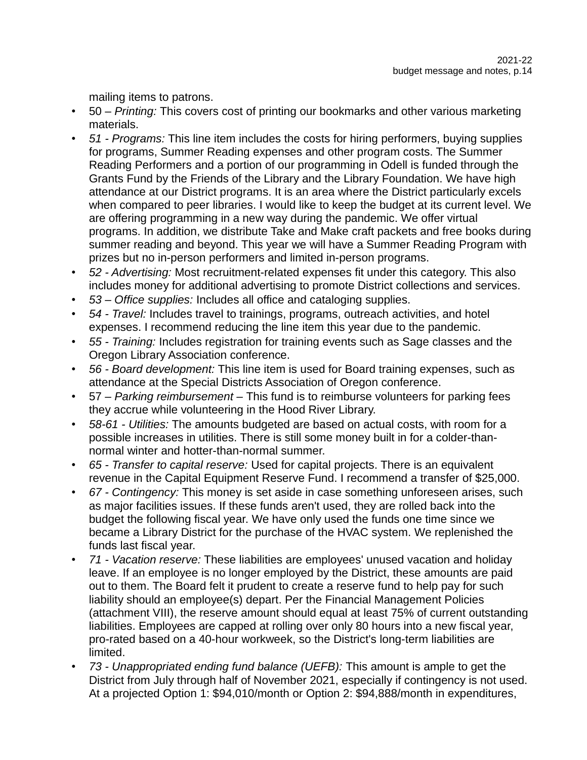mailing items to patrons.

- 50 – *Printing:* This covers cost of printing our bookmarks and other various marketing materials.
- *51 - Programs:* This line item includes the costs for hiring performers, buying supplies for programs, Summer Reading expenses and other program costs. The Summer Reading Performers and a portion of our programming in Odell is funded through the Grants Fund by the Friends of the Library and the Library Foundation. We have high attendance at our District programs. It is an area where the District particularly excels when compared to peer libraries. I would like to keep the budget at its current level. We are offering programming in a new way during the pandemic. We offer virtual programs. In addition, we distribute Take and Make craft packets and free books during summer reading and beyond. This year we will have a Summer Reading Program with prizes but no in-person performers and limited in-person programs.
- *52 - Advertising:* Most recruitment-related expenses fit under this category. This also includes money for additional advertising to promote District collections and services.
- *53 – Office supplies:* Includes all office and cataloging supplies.
- *54 - Travel:* Includes travel to trainings, programs, outreach activities, and hotel expenses. I recommend reducing the line item this year due to the pandemic.
- *55 - Training:* Includes registration for training events such as Sage classes and the Oregon Library Association conference.
- *56 - Board development:* This line item is used for Board training expenses, such as attendance at the Special Districts Association of Oregon conference.
- 57 – *Parking reimbursement* – This fund is to reimburse volunteers for parking fees they accrue while volunteering in the Hood River Library.
- *58-61 - Utilities:* The amounts budgeted are based on actual costs, with room for a possible increases in utilities. There is still some money built in for a colder-than-normal winter and hotter-than-normal summer.
- *65 - Transfer to capital reserve:* Used for capital projects. There is an equivalent revenue in the Capital Equipment Reserve Fund. I recommend a transfer of $25,000.
- *67 - Contingency:* This money is set aside in case something unforeseen arises, such as major facilities issues. If these funds aren't used, they are rolled back into the budget the following fiscal year. We have only used the funds one time since we became a Library District for the purchase of the HVAC system. We replenished the funds last fiscal year.
- *71 - Vacation reserve:* These liabilities are employees' unused vacation and holiday leave. If an employee is no longer employed by the District, these amounts are paid out to them. The Board felt it prudent to create a reserve fund to help pay for such liability should an employee(s) depart. Per the Financial Management Policies (attachment VIII), the reserve amount should equal at least 75% of current outstanding liabilities. Employees are capped at rolling over only 80 hours into a new fiscal year, pro-rated based on a 40-hour workweek, so the District's long-term liabilities are limited.
- *73 - Unappropriated ending fund balance (UEFB):* This amount is ample to get the District from July through half of November 2021, especially if contingency is not used. At a projected Option 1: $94,010/month or Option 2: $94,888/month in expenditures,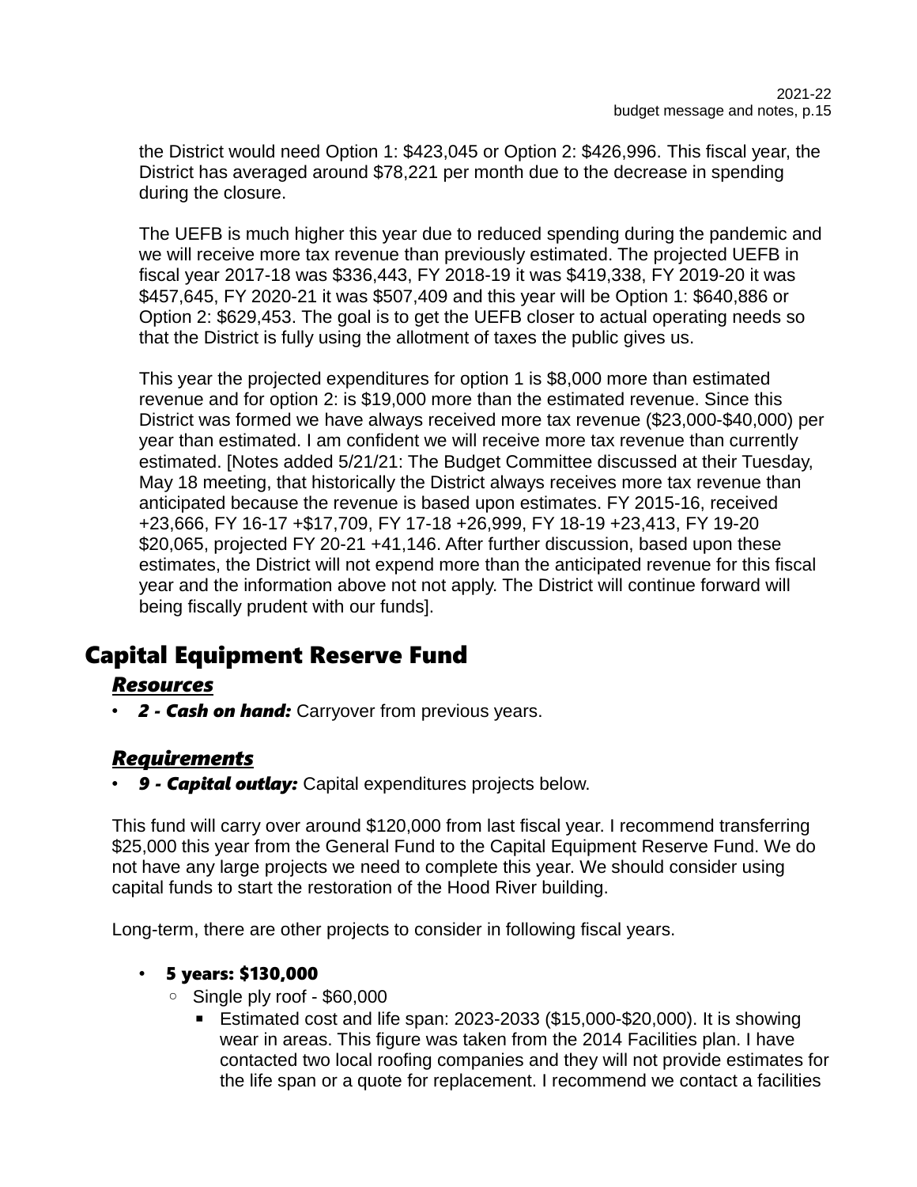the District would need Option 1: $423,045 or Option 2: $426,996. This fiscal year, the District has averaged around $78,221 per month due to the decrease in spending during the closure.

The UEFB is much higher this year due to reduced spending during the pandemic and we will receive more tax revenue than previously estimated. The projected UEFB in fiscal year 2017-18 was $336,443, FY 2018-19 it was $419,338, FY 2019-20 it was $457,645, FY 2020-21 it was $507,409 and this year will be Option 1: $640,886 or Option 2: $629,453. The goal is to get the UEFB closer to actual operating needs so that the District is fully using the allotment of taxes the public gives us.

This year the projected expenditures for option 1 is $8,000 more than estimated revenue and for option 2: is $19,000 more than the estimated revenue. Since this District was formed we have always received more tax revenue ($23,000-$40,000) per year than estimated. I am confident we will receive more tax revenue than currently estimated. [Notes added 5/21/21: The Budget Committee discussed at their Tuesday, May 18 meeting, that historically the District always receives more tax revenue than anticipated because the revenue is based upon estimates. FY 2015-16, received +23,666, FY 16-17 +$17,709, FY 17-18 +26,999, FY 18-19 +23,413, FY 19-20 $20,065, projected FY 20-21 +41,146. After further discussion, based upon these estimates, the District will not expend more than the anticipated revenue for this fiscal year and the information above not not apply. The District will continue forward will being fiscally prudent with our funds].

# Capital Equipment Reserve Fund

## ***Resources***

- ***2 - Cash on hand:*** Carryover from previous years.

## ***Requirements***

- ***9 - Capital outlay:*** Capital expenditures projects below.

This fund will carry over around $120,000 from last fiscal year. I recommend transferring $25,000 this year from the General Fund to the Capital Equipment Reserve Fund. We do not have any large projects we need to complete this year. We should consider using capital funds to start the restoration of the Hood River building.

Long-term, there are other projects to consider in following fiscal years.

- **5 years: $130,000**
  - Single ply roof - $60,000
    - Estimated cost and life span: 2023-2033 ($15,000-$20,000). It is showing wear in areas. This figure was taken from the 2014 Facilities plan. I have contacted two local roofing companies and they will not provide estimates for the life span or a quote for replacement. I recommend we contact a facilities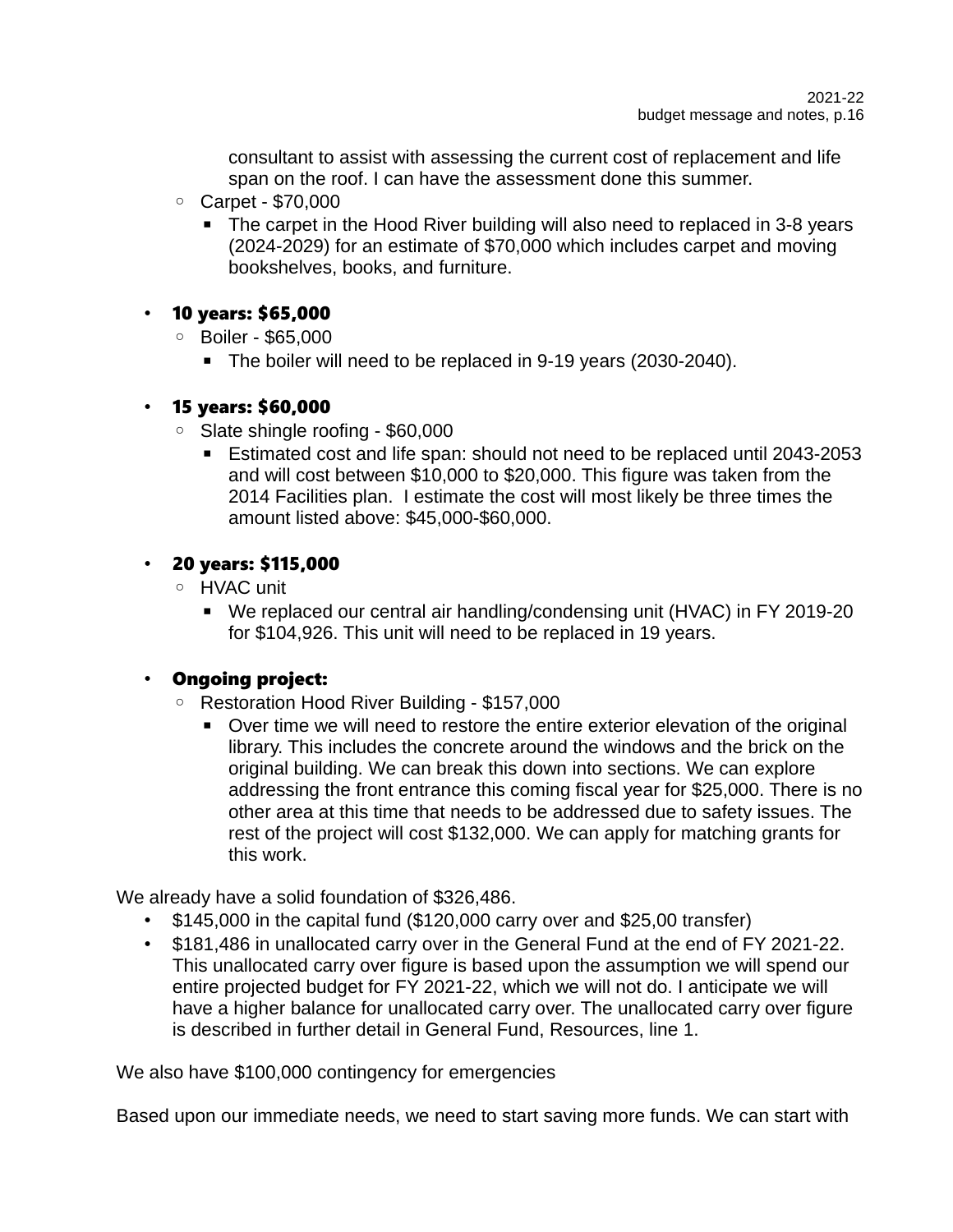consultant to assist with assessing the current cost of replacement and life span on the roof. I can have the assessment done this summer.

- Carpet - $70,000
  - The carpet in the Hood River building will also need to replaced in 3-8 years (2024-2029) for an estimate of $70,000 which includes carpet and moving bookshelves, books, and furniture.

- **10 years: $65,000**
  - Boiler - $65,000
    - The boiler will need to be replaced in 9-19 years (2030-2040).

- **15 years: $60,000**
  - Slate shingle roofing - $60,000
    - Estimated cost and life span: should not need to be replaced until 2043-2053 and will cost between $10,000 to $20,000. This figure was taken from the 2014 Facilities plan. I estimate the cost will most likely be three times the amount listed above: $45,000-$60,000.

- **20 years: $115,000**
  - HVAC unit
    - We replaced our central air handling/condensing unit (HVAC) in FY 2019-20 for $104,926. This unit will need to be replaced in 19 years.

- **Ongoing project:**
  - Restoration Hood River Building - $157,000
    - Over time we will need to restore the entire exterior elevation of the original library. This includes the concrete around the windows and the brick on the original building. We can break this down into sections. We can explore addressing the front entrance this coming fiscal year for $25,000. There is no other area at this time that needs to be addressed due to safety issues. The rest of the project will cost $132,000. We can apply for matching grants for this work.

We already have a solid foundation of $326,486.

- $145,000 in the capital fund ($120,000 carry over and $25,00 transfer)
- $181,486 in unallocated carry over in the General Fund at the end of FY 2021-22. This unallocated carry over figure is based upon the assumption we will spend our entire projected budget for FY 2021-22, which we will not do. I anticipate we will have a higher balance for unallocated carry over. The unallocated carry over figure is described in further detail in General Fund, Resources, line 1.

We also have $100,000 contingency for emergencies

Based upon our immediate needs, we need to start saving more funds. We can start with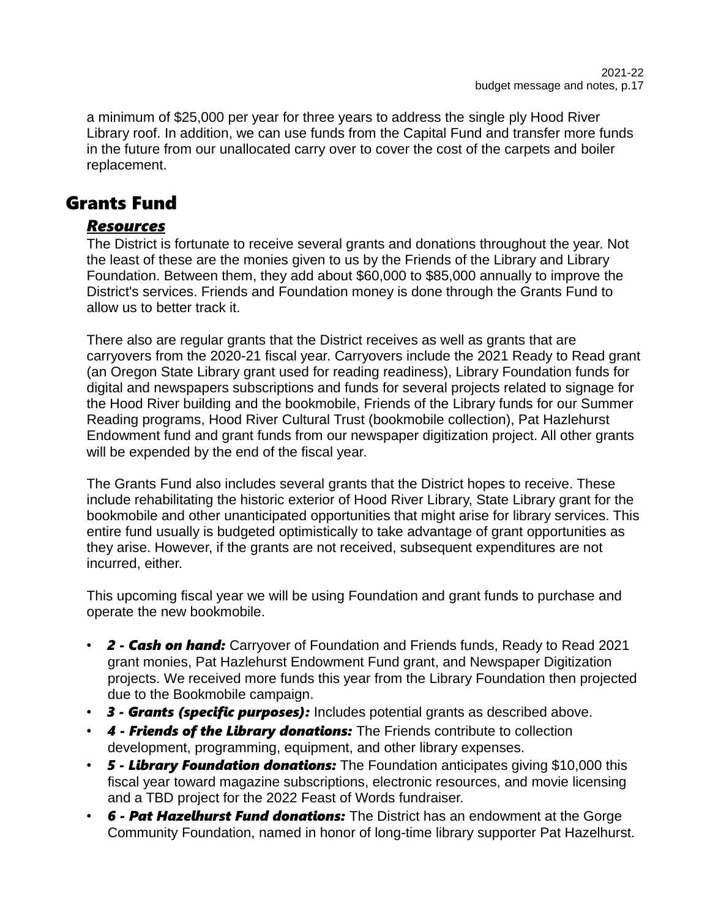a minimum of $25,000 per year for three years to address the single ply Hood River Library roof. In addition, we can use funds from the Capital Fund and transfer more funds in the future from our unallocated carry over to cover the cost of the carpets and boiler replacement.

## Grants Fund

### ***Resources***

The District is fortunate to receive several grants and donations throughout the year. Not the least of these are the monies given to us by the Friends of the Library and Library Foundation. Between them, they add about $60,000 to $85,000 annually to improve the District's services. Friends and Foundation money is done through the Grants Fund to allow us to better track it.

There also are regular grants that the District receives as well as grants that are carryovers from the 2020-21 fiscal year. Carryovers include the 2021 Ready to Read grant (an Oregon State Library grant used for reading readiness), Library Foundation funds for digital and newspapers subscriptions and funds for several projects related to signage for the Hood River building and the bookmobile, Friends of the Library funds for our Summer Reading programs, Hood River Cultural Trust (bookmobile collection), Pat Hazlehurst Endowment fund and grant funds from our newspaper digitization project. All other grants will be expended by the end of the fiscal year.

The Grants Fund also includes several grants that the District hopes to receive. These include rehabilitating the historic exterior of Hood River Library, State Library grant for the bookmobile and other unanticipated opportunities that might arise for library services. This entire fund usually is budgeted optimistically to take advantage of grant opportunities as they arise. However, if the grants are not received, subsequent expenditures are not incurred, either.

This upcoming fiscal year we will be using Foundation and grant funds to purchase and operate the new bookmobile.

- ***2 - Cash on hand:*** Carryover of Foundation and Friends funds, Ready to Read 2021 grant monies, Pat Hazlehurst Endowment Fund grant, and Newspaper Digitization projects. We received more funds this year from the Library Foundation then projected due to the Bookmobile campaign.
- ***3 - Grants (specific purposes):*** Includes potential grants as described above.
- ***4 - Friends of the Library donations:*** The Friends contribute to collection development, programming, equipment, and other library expenses.
- ***5 - Library Foundation donations:*** The Foundation anticipates giving $10,000 this fiscal year toward magazine subscriptions, electronic resources, and movie licensing and a TBD project for the 2022 Feast of Words fundraiser.
- ***6 - Pat Hazelhurst Fund donations:*** The District has an endowment at the Gorge Community Foundation, named in honor of long-time library supporter Pat Hazelhurst.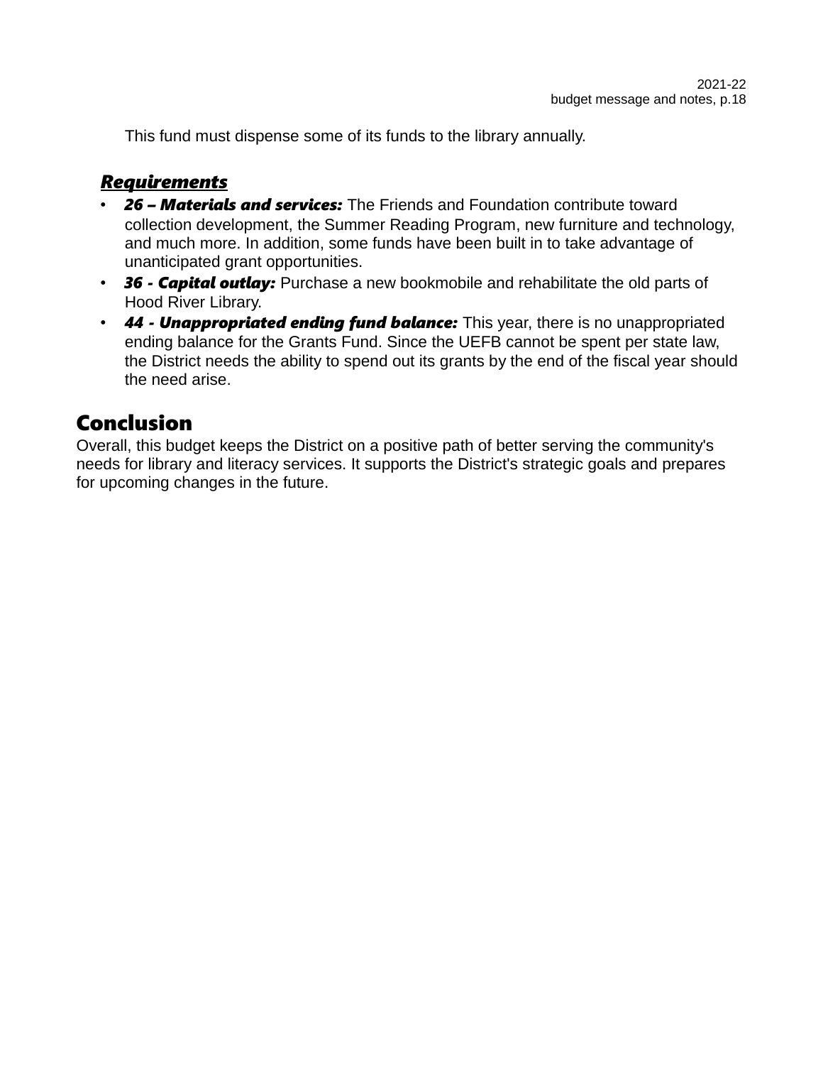This fund must dispense some of its funds to the library annually.

***Requirements***

- ***26 – Materials and services:*** The Friends and Foundation contribute toward collection development, the Summer Reading Program, new furniture and technology, and much more. In addition, some funds have been built in to take advantage of unanticipated grant opportunities.
- ***36 - Capital outlay:*** Purchase a new bookmobile and rehabilitate the old parts of Hood River Library.
- ***44 - Unappropriated ending fund balance:*** This year, there is no unappropriated ending balance for the Grants Fund. Since the UEFB cannot be spent per state law, the District needs the ability to spend out its grants by the end of the fiscal year should the need arise.

## Conclusion

Overall, this budget keeps the District on a positive path of better serving the community's needs for library and literacy services. It supports the District's strategic goals and prepares for upcoming changes in the future.